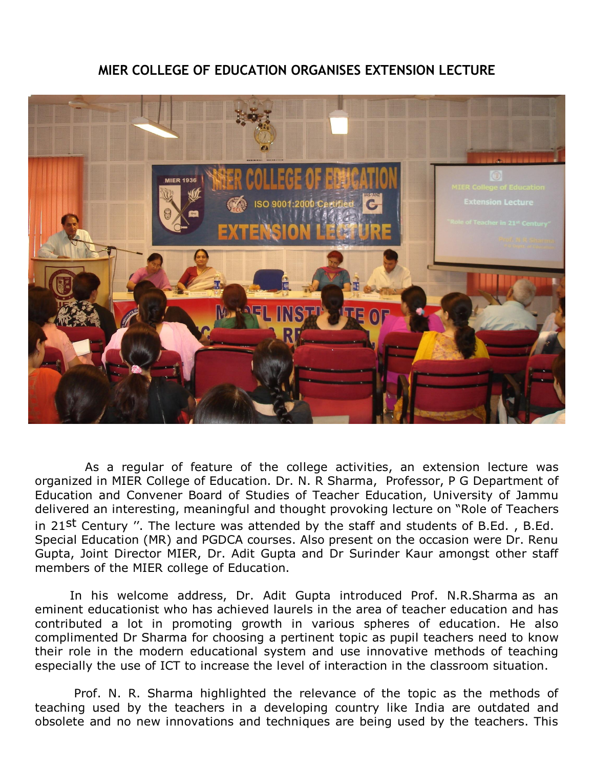## MIER COLLEGE OF EDUCATION ORGANISES EXTENSION LECTURE

As a regular of feature of the college activities, an extension lecture was organized in MIER College of Education. Dr. N. R Sharma, Professor, P G Department of Education and Convener Board of Studies of Teacher Education, University of Jammu delivered an interesting, meaningful and thought provoking lecture on "Role of Teachers in 21st Century ". The lecture was attended by the staff and students of B.Ed. , B.Ed. Special Education (MR) and PGDCA courses. Also present on the occasion were Dr. Renu Gupta, Joint Director MIER, Dr. Adit Gupta and Dr Surinder Kaur amongst other staff members of the MIER college of Education.

In his welcome address, Dr. Adit Gupta introduced Prof. N.R.Sharma as an eminent educationist who has achieved laurels in the area of teacher education and has contributed a lot in promoting growth in various spheres of education. He also complimented Dr Sharma for choosing a pertinent topic as pupil teachers need to know their role in the modern educational system and use innovative methods of teaching especially the use of ICT to increase the level of interaction in the classroom situation.

Prof. N. R. Sharma highlighted the relevance of the topic as the methods of teaching used by the teachers in a developing country like India are outdated and obsolete and no new innovations and techniques are being used by the teachers. This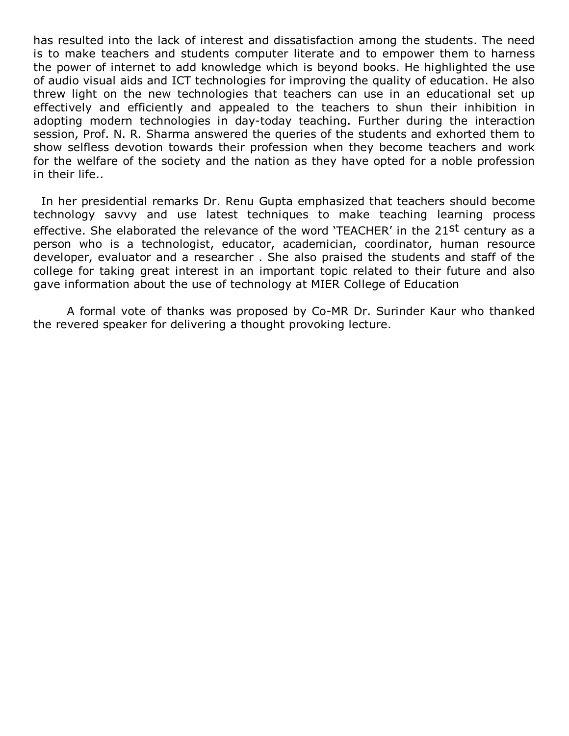has resulted into the lack of interest and dissatisfaction among the students. The need is to make teachers and students computer literate and to empower them to harness the power of internet to add knowledge which is beyond books. He highlighted the use of audio visual aids and ICT technologies for improving the quality of education. He also threw light on the new technologies that teachers can use in an educational set up effectively and efficiently and appealed to the teachers to shun their inhibition in adopting modern technologies in day-today teaching. Further during the interaction session, Prof. N. R. Sharma answered the queries of the students and exhorted them to show selfless devotion towards their profession when they become teachers and work for the welfare of the society and the nation as they have opted for a noble profession in their life..

In her presidential remarks Dr. Renu Gupta emphasized that teachers should become technology savvy and use latest techniques to make teaching learning process effective. She elaborated the relevance of the word 'TEACHER' in the 21$^{st}$ century as a person who is a technologist, educator, academician, coordinator, human resource developer, evaluator and a researcher . She also praised the students and staff of the college for taking great interest in an important topic related to their future and also gave information about the use of technology at MIER College of Education

A formal vote of thanks was proposed by Co-MR Dr. Surinder Kaur who thanked the revered speaker for delivering a thought provoking lecture.